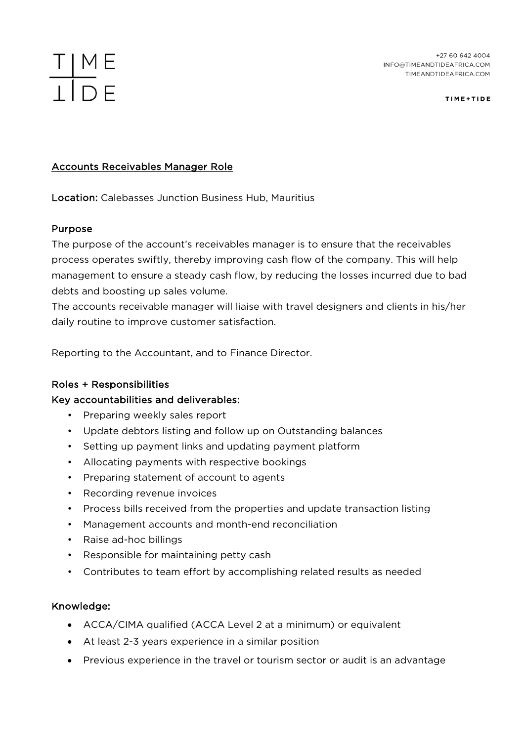TIME TIDE

+27 60 642 4004
INFO@TIMEANDTIDEAFRICA.COM
TIMEANDTIDEAFRICA.COM

TIME+TIDE

## Accounts Receivables Manager Role

**Location:** Calebasses Junction Business Hub, Mauritius

### Purpose

The purpose of the account's receivables manager is to ensure that the receivables process operates swiftly, thereby improving cash flow of the company. This will help management to ensure a steady cash flow, by reducing the losses incurred due to bad debts and boosting up sales volume.
The accounts receivable manager will liaise with travel designers and clients in his/her daily routine to improve customer satisfaction.

Reporting to the Accountant, and to Finance Director.

### Roles + Responsibilities

**Key accountabilities and deliverables:**

- Preparing weekly sales report
- Update debtors listing and follow up on Outstanding balances
- Setting up payment links and updating payment platform
- Allocating payments with respective bookings
- Preparing statement of account to agents
- Recording revenue invoices
- Process bills received from the properties and update transaction listing
- Management accounts and month-end reconciliation
- Raise ad-hoc billings
- Responsible for maintaining petty cash
- Contributes to team effort by accomplishing related results as needed

### Knowledge:

- ACCA/CIMA qualified (ACCA Level 2 at a minimum) or equivalent
- At least 2-3 years experience in a similar position
- Previous experience in the travel or tourism sector or audit is an advantage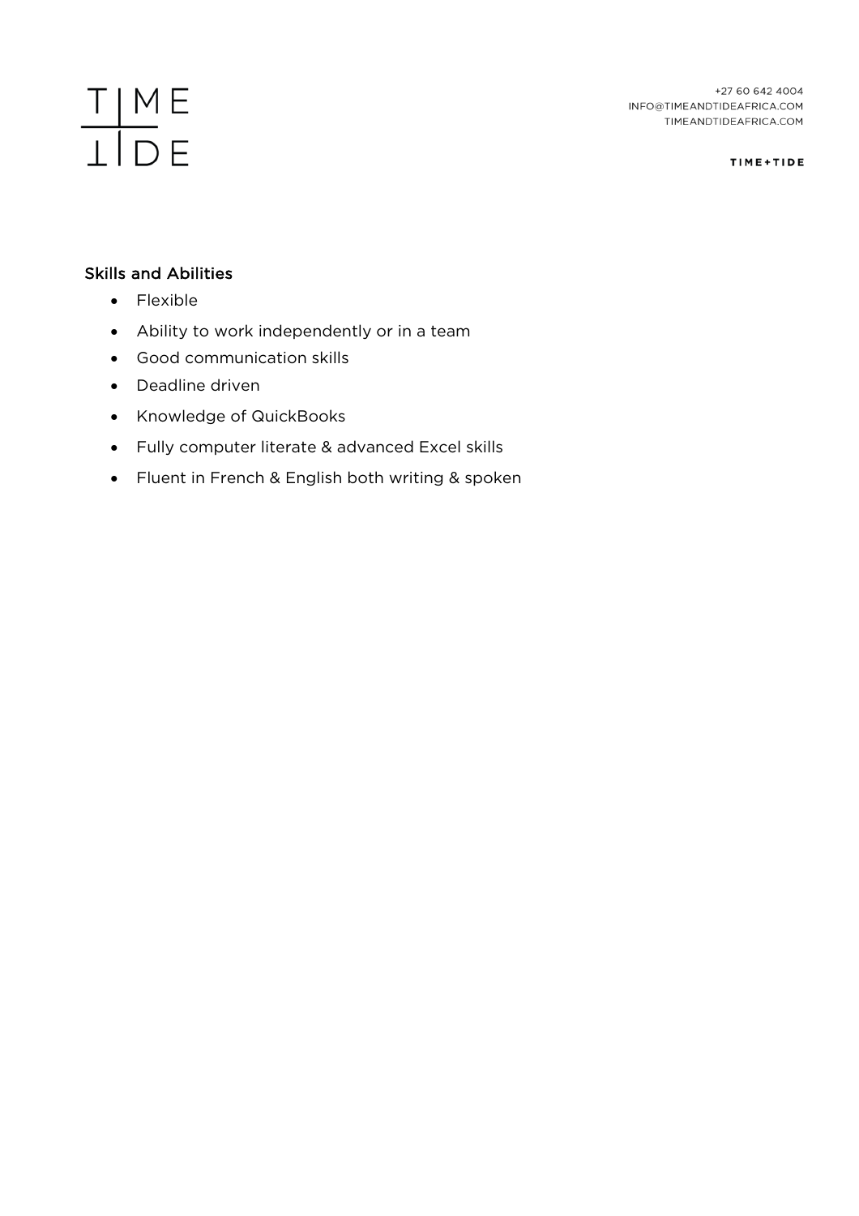## Skills and Abilities

- Flexible
- Ability to work independently or in a team
- Good communication skills
- Deadline driven
- Knowledge of QuickBooks
- Fully computer literate & advanced Excel skills
- Fluent in French & English both writing & spoken